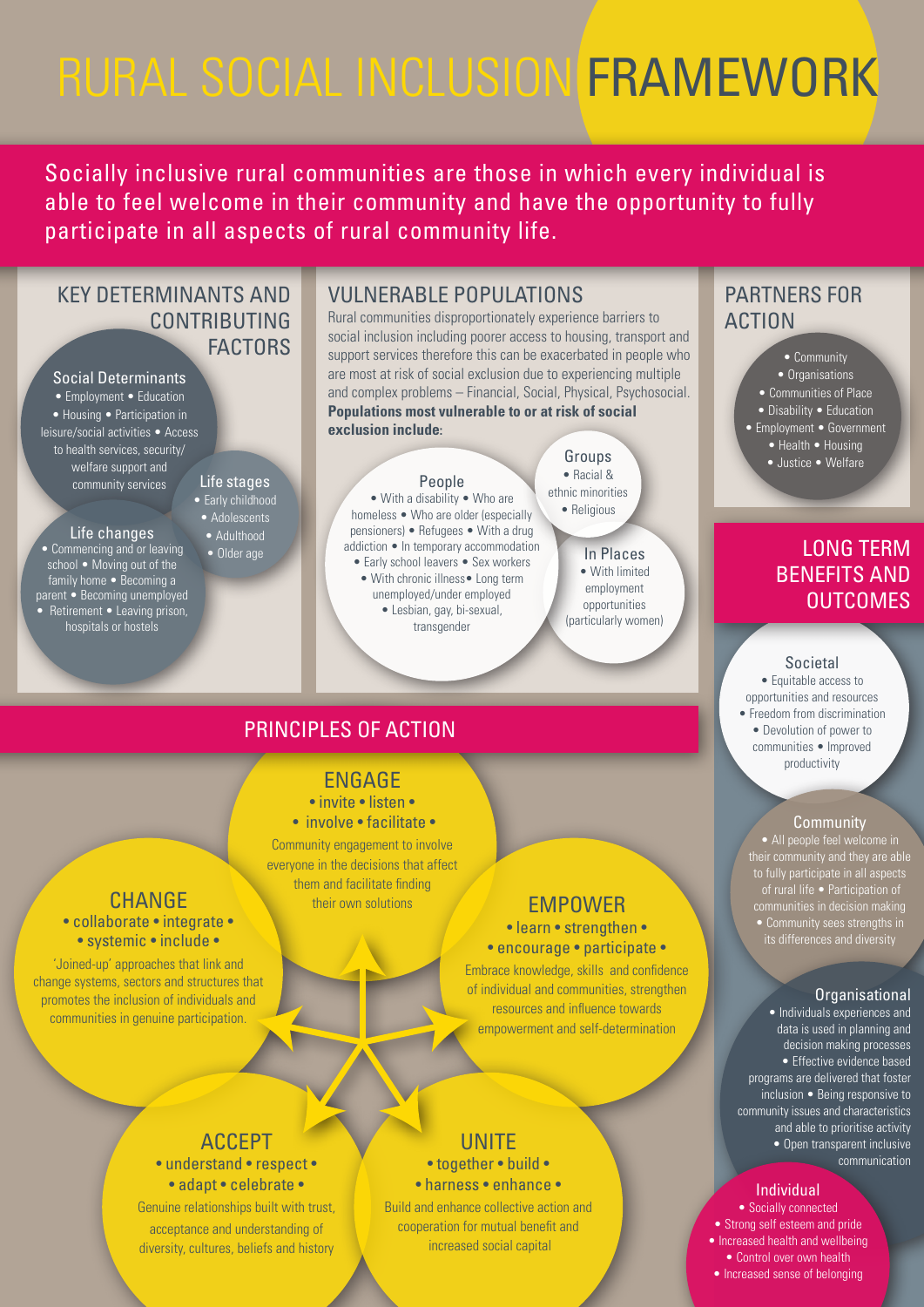# RURAL SOCIAL INCLUSION FRAMEWORK

Socially inclusive rural communities are those in which every individual is able to feel welcome in their community and have the opportunity to fully participate in all aspects of rural community life.

## KEY DETERMINANTS AND CONTRIBUTING FACTORS

### Social Determinants

• Employment • Education • Housing • Participation in leisure/social activities • Access to health services, security/ welfare support and community services

### Life stages

• Early childhood • Adolescents • Adulthood • Older age

### Life changes

• Commencing and or leaving school • Moving out of the family home • Becoming a parent • Becoming unemployed • Retirement • Leaving prison, hospitals or hostels

## VULNERABLE POPULATIONS

Rural communities disproportionately experience barriers to social inclusion including poorer access to housing, transport and support services therefore this can be exacerbated in people who are most at risk of social exclusion due to experiencing multiple and complex problems – Financial, Social, Physical, Psychosocial. **Populations most vulnerable to or at risk of social exclusion include:**

### People

• With a disability • Who are homeless • Who are older (especially pensioners) • Refugees • With a drug addiction • In temporary accommodation • Early school leavers • Sex workers • With chronic illness • Long term unemployed/under employed • Lesbian, gay, bi-sexual, transgender

### Groups

• Racial & ethnic minorities • Religious

### In Places

• With limited employment opportunities (particularly women)

## PARTNERS FOR ACTION

• Community • Organisations • Communities of Place • Disability • Education • Employment • Government • Health • Housing • Justice • Welfare

## PRINCIPLES OF ACTION

### ENGAGE

• invite • listen • • involve • facilitate •

Community engagement to involve everyone in the decisions that affect them and facilitate finding their own solutions

### EMPOWER

• learn • strengthen • • encourage • participate •

Embrace knowledge, skills and confidence of individual and communities, strengthen resources and influence towards empowerment and self-determination

### UNITE

• together • build • • harness • enhance •

Build and enhance collective action and cooperation for mutual benefit and increased social capital

### ACCEPT

• understand • respect • • adapt • celebrate •

Genuine relationships built with trust, acceptance and understanding of diversity, cultures, beliefs and history

### CHANGE

• collaborate • integrate • • systemic • include •

'Joined-up' approaches that link and change systems, sectors and structures that promotes the inclusion of individuals and communities in genuine participation.

## LONG TERM BENEFITS AND OUTCOMES

### Societal

• Equitable access to opportunities and resources • Freedom from discrimination • Devolution of power to communities • Improved productivity

### Community

• All people feel welcome in their community and they are able to fully participate in all aspects of rural life • Participation of communities in decision making • Community sees strengths in its differences and diversity

### Organisational

• Individuals experiences and data is used in planning and decision making processes • Effective evidence based programs are delivered that foster inclusion • Being responsive to community issues and characteristics and able to prioritise activity • Open transparent inclusive communication

### Individual

• Socially connected • Strong self esteem and pride • Increased health and wellbeing • Control over own health • Increased sense of belonging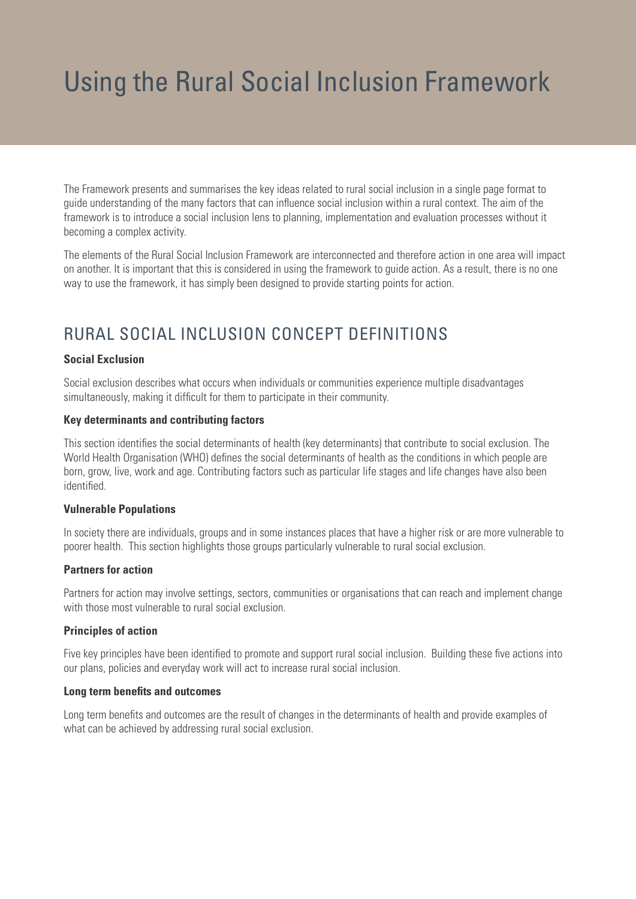# Using the Rural Social Inclusion Framework

The Framework presents and summarises the key ideas related to rural social inclusion in a single page format to guide understanding of the many factors that can influence social inclusion within a rural context. The aim of the framework is to introduce a social inclusion lens to planning, implementation and evaluation processes without it becoming a complex activity.

The elements of the Rural Social Inclusion Framework are interconnected and therefore action in one area will impact on another. It is important that this is considered in using the framework to guide action. As a result, there is no one way to use the framework, it has simply been designed to provide starting points for action.

## RURAL SOCIAL INCLUSION CONCEPT DEFINITIONS

**Social Exclusion**

Social exclusion describes what occurs when individuals or communities experience multiple disadvantages simultaneously, making it difficult for them to participate in their community.

**Key determinants and contributing factors**

This section identifies the social determinants of health (key determinants) that contribute to social exclusion. The World Health Organisation (WHO) defines the social determinants of health as the conditions in which people are born, grow, live, work and age. Contributing factors such as particular life stages and life changes have also been identified.

**Vulnerable Populations**

In society there are individuals, groups and in some instances places that have a higher risk or are more vulnerable to poorer health. This section highlights those groups particularly vulnerable to rural social exclusion.

**Partners for action**

Partners for action may involve settings, sectors, communities or organisations that can reach and implement change with those most vulnerable to rural social exclusion.

**Principles of action**

Five key principles have been identified to promote and support rural social inclusion. Building these five actions into our plans, policies and everyday work will act to increase rural social inclusion.

**Long term benefits and outcomes**

Long term benefits and outcomes are the result of changes in the determinants of health and provide examples of what can be achieved by addressing rural social exclusion.